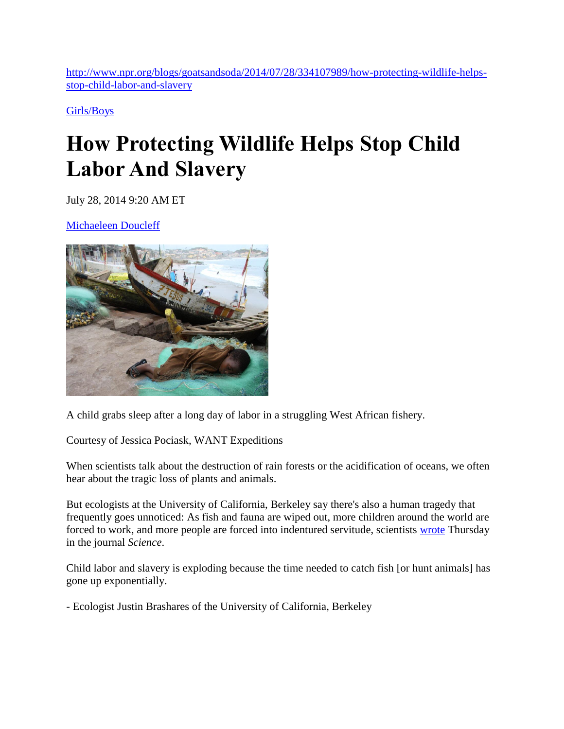http://www.npr.org/blogs/goatsandsoda/2014/07/28/334107989/how-protecting-wildlife-helps-stop-child-labor-and-slavery

Girls/Boys

# How Protecting Wildlife Helps Stop Child Labor And Slavery

July 28, 2014 9:20 AM ET

Michaeleen Doucleff

A child grabs sleep after a long day of labor in a struggling West African fishery.

Courtesy of Jessica Pociask, WANT Expeditions

When scientists talk about the destruction of rain forests or the acidification of oceans, we often hear about the tragic loss of plants and animals.

But ecologists at the University of California, Berkeley say there's also a human tragedy that frequently goes unnoticed: As fish and fauna are wiped out, more children around the world are forced to work, and more people are forced into indentured servitude, scientists wrote Thursday in the journal *Science*.

Child labor and slavery is exploding because the time needed to catch fish [or hunt animals] has gone up exponentially.

\- Ecologist Justin Brashares of the University of California, Berkeley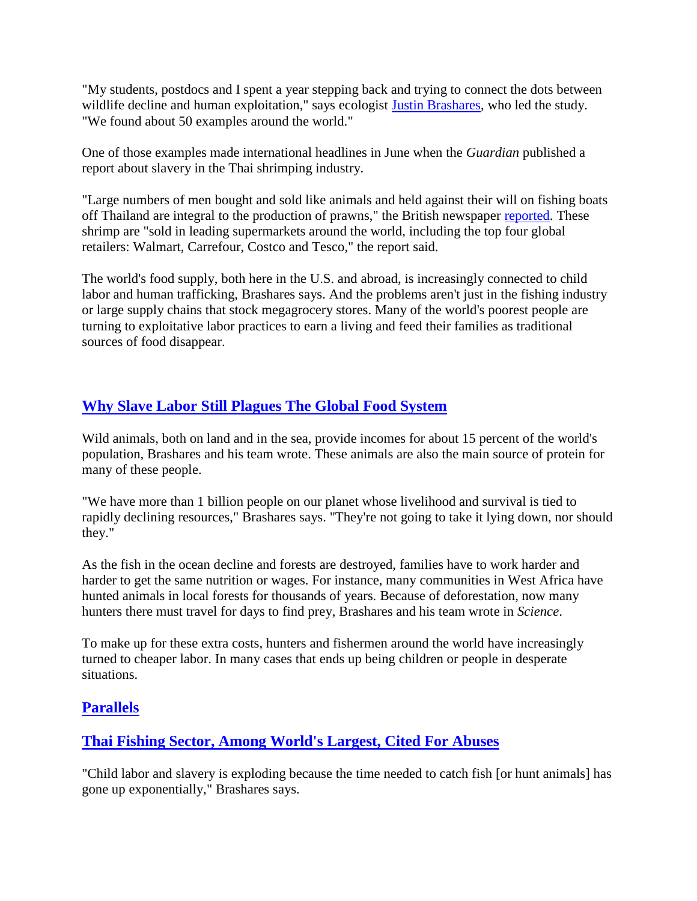"My students, postdocs and I spent a year stepping back and trying to connect the dots between wildlife decline and human exploitation," says ecologist [Justin Brashares](), who led the study. "We found about 50 examples around the world."

One of those examples made international headlines in June when the *Guardian* published a report about slavery in the Thai shrimping industry.

"Large numbers of men bought and sold like animals and held against their will on fishing boats off Thailand are integral to the production of prawns," the British newspaper [reported](). These shrimp are "sold in leading supermarkets around the world, including the top four global retailers: Walmart, Carrefour, Costco and Tesco," the report said.

The world's food supply, both here in the U.S. and abroad, is increasingly connected to child labor and human trafficking, Brashares says. And the problems aren't just in the fishing industry or large supply chains that stock megagrocery stores. Many of the world's poorest people are turning to exploitative labor practices to earn a living and feed their families as traditional sources of food disappear.

## [Why Slave Labor Still Plagues The Global Food System]()

Wild animals, both on land and in the sea, provide incomes for about 15 percent of the world's population, Brashares and his team wrote. These animals are also the main source of protein for many of these people.

"We have more than 1 billion people on our planet whose livelihood and survival is tied to rapidly declining resources," Brashares says. "They're not going to take it lying down, nor should they."

As the fish in the ocean decline and forests are destroyed, families have to work harder and harder to get the same nutrition or wages. For instance, many communities in West Africa have hunted animals in local forests for thousands of years. Because of deforestation, now many hunters there must travel for days to find prey, Brashares and his team wrote in *Science*.

To make up for these extra costs, hunters and fishermen around the world have increasingly turned to cheaper labor. In many cases that ends up being children or people in desperate situations.

## [Parallels]()

## [Thai Fishing Sector, Among World's Largest, Cited For Abuses]()

"Child labor and slavery is exploding because the time needed to catch fish [or hunt animals] has gone up exponentially," Brashares says.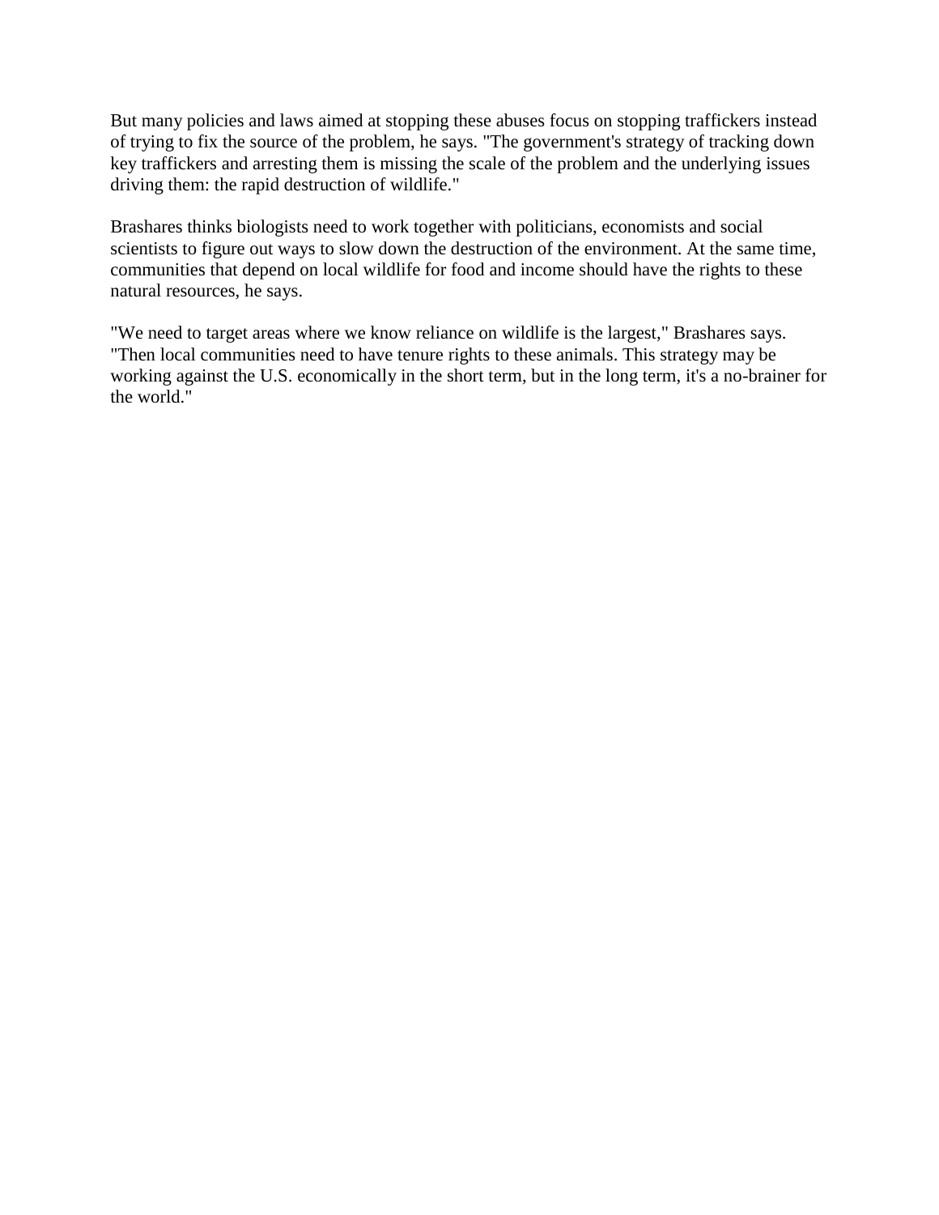But many policies and laws aimed at stopping these abuses focus on stopping traffickers instead of trying to fix the source of the problem, he says. "The government's strategy of tracking down key traffickers and arresting them is missing the scale of the problem and the underlying issues driving them: the rapid destruction of wildlife."

Brashares thinks biologists need to work together with politicians, economists and social scientists to figure out ways to slow down the destruction of the environment. At the same time, communities that depend on local wildlife for food and income should have the rights to these natural resources, he says.

"We need to target areas where we know reliance on wildlife is the largest," Brashares says. "Then local communities need to have tenure rights to these animals. This strategy may be working against the U.S. economically in the short term, but in the long term, it's a no-brainer for the world."